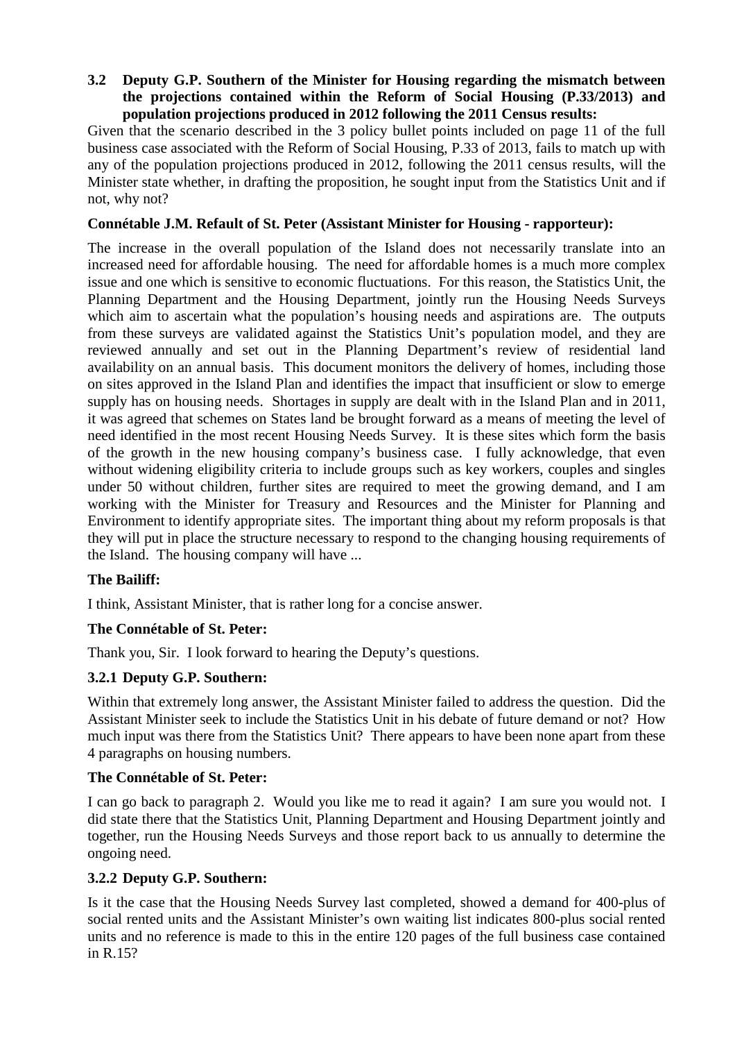**3.2 Deputy G.P. Southern of the Minister for Housing regarding the mismatch between the projections contained within the Reform of Social Housing (P.33/2013) and population projections produced in 2012 following the 2011 Census results:**

Given that the scenario described in the 3 policy bullet points included on page 11 of the full business case associated with the Reform of Social Housing, P.33 of 2013, fails to match up with any of the population projections produced in 2012, following the 2011 census results, will the Minister state whether, in drafting the proposition, he sought input from the Statistics Unit and if not, why not?

**Connétable J.M. Refault of St. Peter (Assistant Minister for Housing - rapporteur):**

The increase in the overall population of the Island does not necessarily translate into an increased need for affordable housing. The need for affordable homes is a much more complex issue and one which is sensitive to economic fluctuations. For this reason, the Statistics Unit, the Planning Department and the Housing Department, jointly run the Housing Needs Surveys which aim to ascertain what the population's housing needs and aspirations are. The outputs from these surveys are validated against the Statistics Unit's population model, and they are reviewed annually and set out in the Planning Department's review of residential land availability on an annual basis. This document monitors the delivery of homes, including those on sites approved in the Island Plan and identifies the impact that insufficient or slow to emerge supply has on housing needs. Shortages in supply are dealt with in the Island Plan and in 2011, it was agreed that schemes on States land be brought forward as a means of meeting the level of need identified in the most recent Housing Needs Survey. It is these sites which form the basis of the growth in the new housing company's business case. I fully acknowledge, that even without widening eligibility criteria to include groups such as key workers, couples and singles under 50 without children, further sites are required to meet the growing demand, and I am working with the Minister for Treasury and Resources and the Minister for Planning and Environment to identify appropriate sites. The important thing about my reform proposals is that they will put in place the structure necessary to respond to the changing housing requirements of the Island. The housing company will have ...

**The Bailiff:**

I think, Assistant Minister, that is rather long for a concise answer.

**The Connétable of St. Peter:**

Thank you, Sir. I look forward to hearing the Deputy's questions.

**3.2.1 Deputy G.P. Southern:**

Within that extremely long answer, the Assistant Minister failed to address the question. Did the Assistant Minister seek to include the Statistics Unit in his debate of future demand or not? How much input was there from the Statistics Unit? There appears to have been none apart from these 4 paragraphs on housing numbers.

**The Connétable of St. Peter:**

I can go back to paragraph 2. Would you like me to read it again? I am sure you would not. I did state there that the Statistics Unit, Planning Department and Housing Department jointly and together, run the Housing Needs Surveys and those report back to us annually to determine the ongoing need.

**3.2.2 Deputy G.P. Southern:**

Is it the case that the Housing Needs Survey last completed, showed a demand for 400-plus of social rented units and the Assistant Minister's own waiting list indicates 800-plus social rented units and no reference is made to this in the entire 120 pages of the full business case contained in R.15?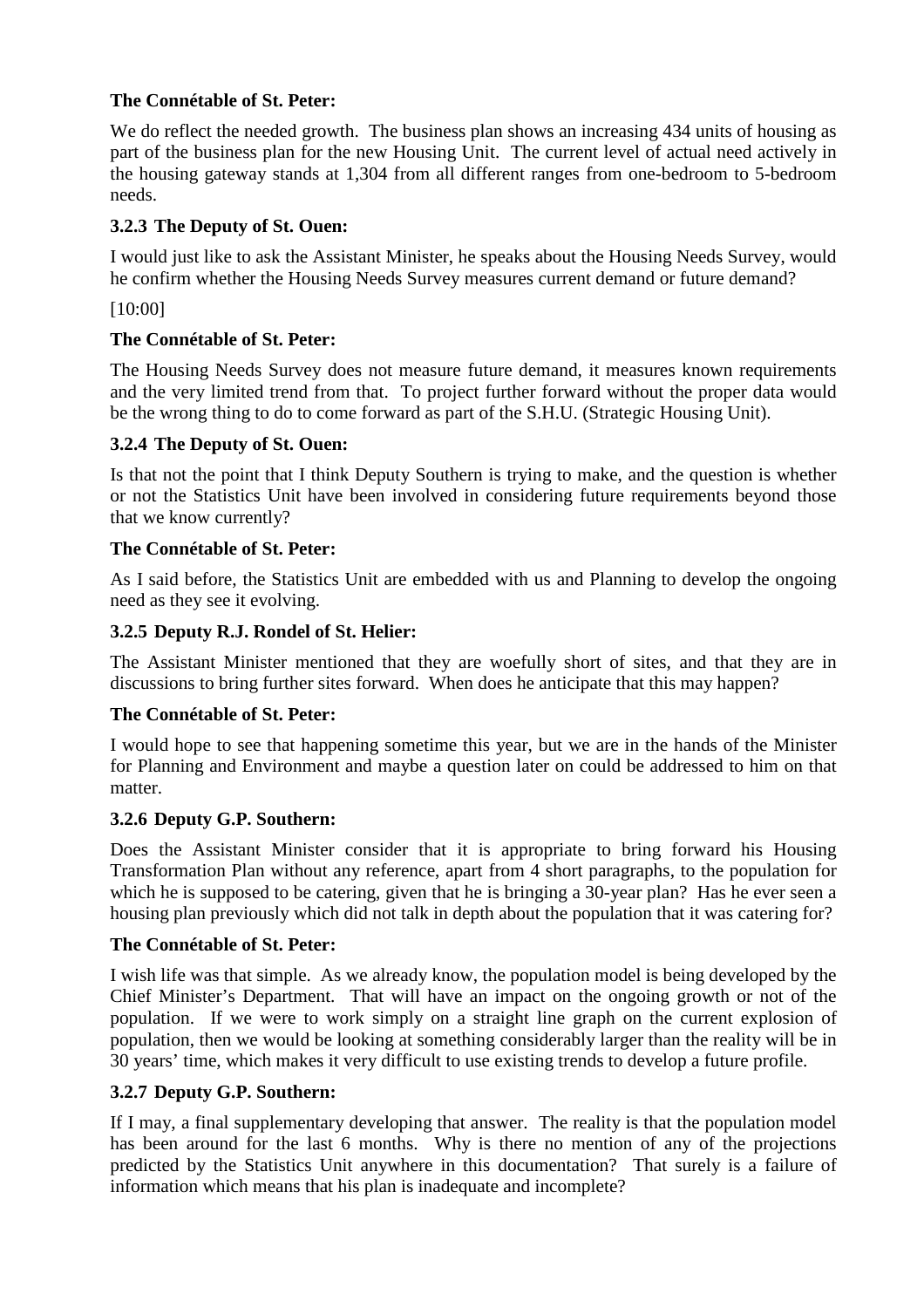**The Connétable of St. Peter:**

We do reflect the needed growth. The business plan shows an increasing 434 units of housing as part of the business plan for the new Housing Unit. The current level of actual need actively in the housing gateway stands at 1,304 from all different ranges from one-bedroom to 5-bedroom needs.

### 3.2.3 The Deputy of St. Ouen:

I would just like to ask the Assistant Minister, he speaks about the Housing Needs Survey, would he confirm whether the Housing Needs Survey measures current demand or future demand?

[10:00]

**The Connétable of St. Peter:**

The Housing Needs Survey does not measure future demand, it measures known requirements and the very limited trend from that. To project further forward without the proper data would be the wrong thing to do to come forward as part of the S.H.U. (Strategic Housing Unit).

### 3.2.4 The Deputy of St. Ouen:

Is that not the point that I think Deputy Southern is trying to make, and the question is whether or not the Statistics Unit have been involved in considering future requirements beyond those that we know currently?

**The Connétable of St. Peter:**

As I said before, the Statistics Unit are embedded with us and Planning to develop the ongoing need as they see it evolving.

### 3.2.5 Deputy R.J. Rondel of St. Helier:

The Assistant Minister mentioned that they are woefully short of sites, and that they are in discussions to bring further sites forward. When does he anticipate that this may happen?

**The Connétable of St. Peter:**

I would hope to see that happening sometime this year, but we are in the hands of the Minister for Planning and Environment and maybe a question later on could be addressed to him on that matter.

### 3.2.6 Deputy G.P. Southern:

Does the Assistant Minister consider that it is appropriate to bring forward his Housing Transformation Plan without any reference, apart from 4 short paragraphs, to the population for which he is supposed to be catering, given that he is bringing a 30-year plan? Has he ever seen a housing plan previously which did not talk in depth about the population that it was catering for?

**The Connétable of St. Peter:**

I wish life was that simple. As we already know, the population model is being developed by the Chief Minister's Department. That will have an impact on the ongoing growth or not of the population. If we were to work simply on a straight line graph on the current explosion of population, then we would be looking at something considerably larger than the reality will be in 30 years' time, which makes it very difficult to use existing trends to develop a future profile.

### 3.2.7 Deputy G.P. Southern:

If I may, a final supplementary developing that answer. The reality is that the population model has been around for the last 6 months. Why is there no mention of any of the projections predicted by the Statistics Unit anywhere in this documentation? That surely is a failure of information which means that his plan is inadequate and incomplete?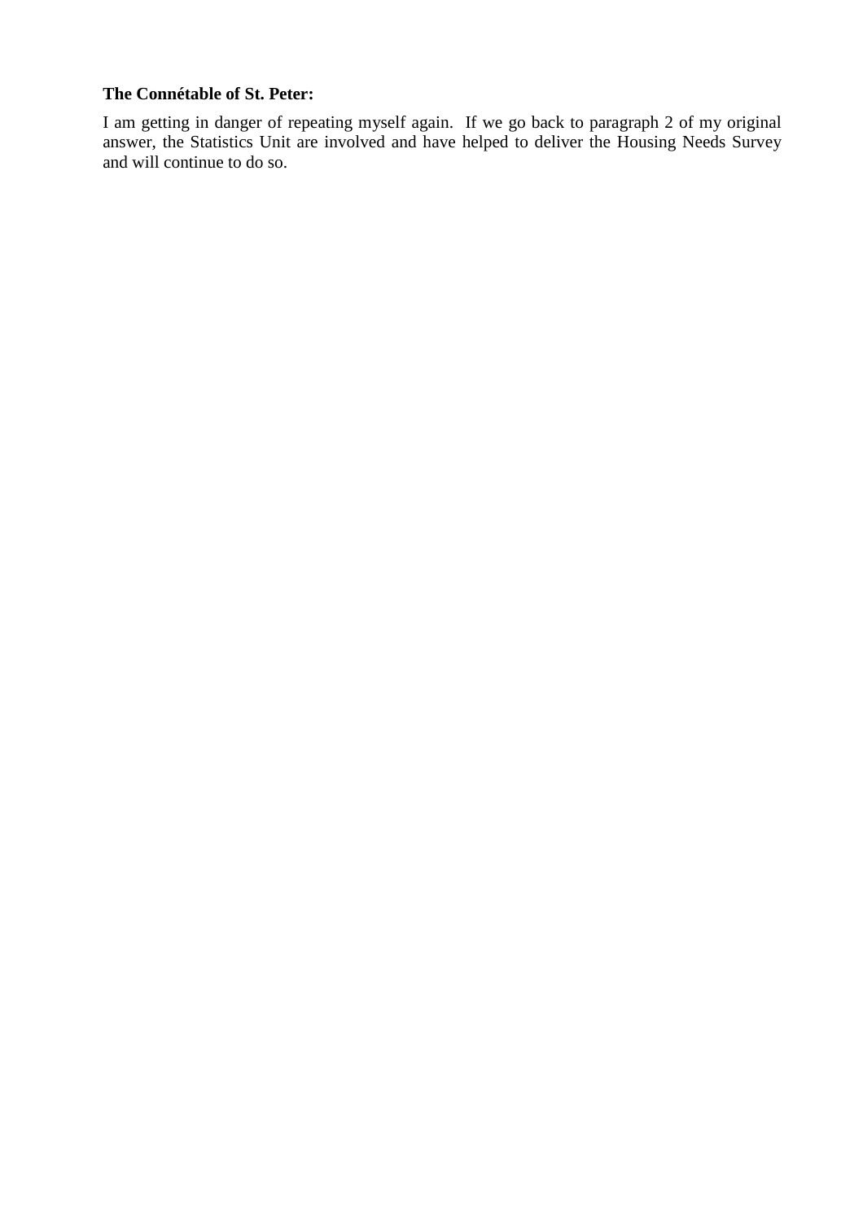**The Connétable of St. Peter:**

I am getting in danger of repeating myself again. If we go back to paragraph 2 of my original answer, the Statistics Unit are involved and have helped to deliver the Housing Needs Survey and will continue to do so.